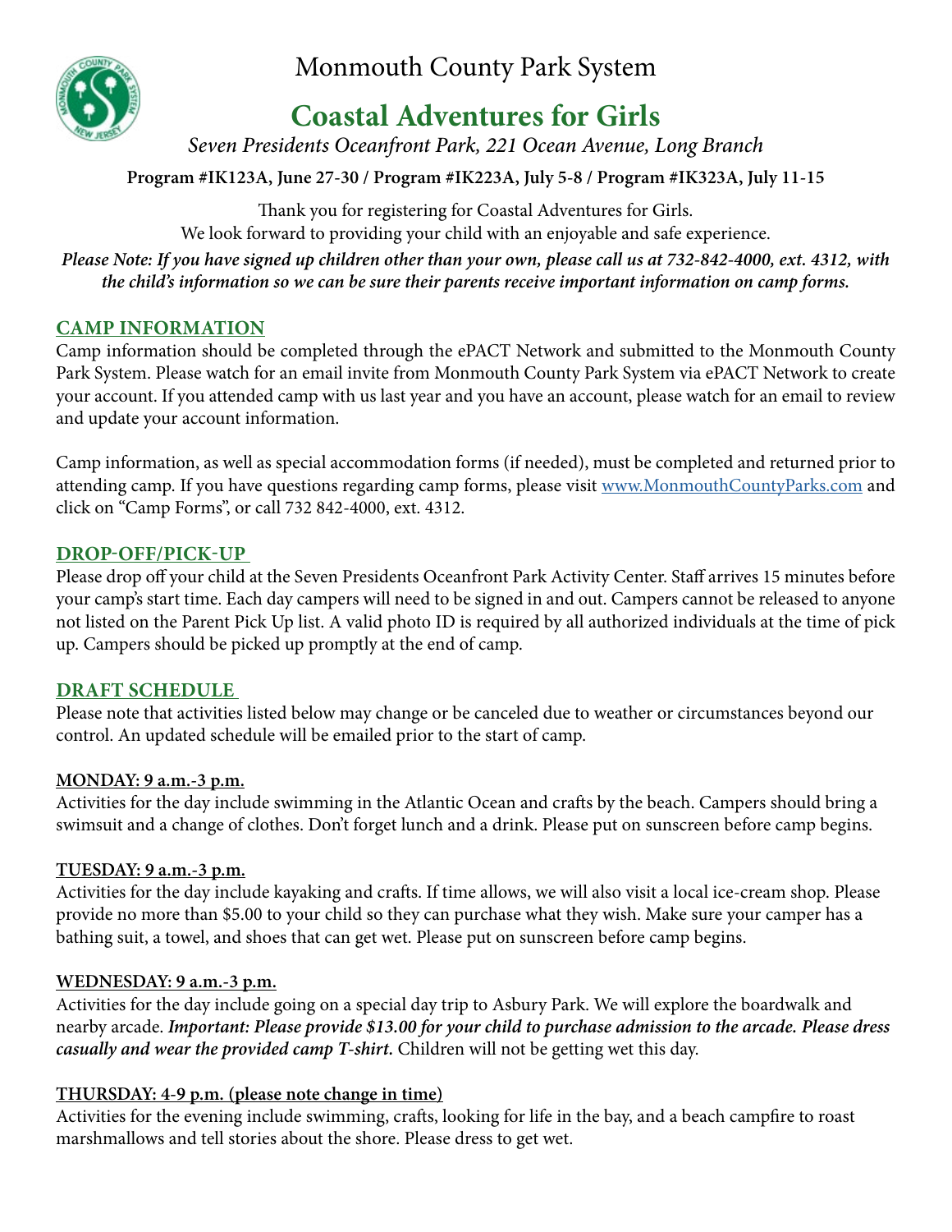# Monmouth County Park System

# Coastal Adventures for Girls

*Seven Presidents Oceanfront Park, 221 Ocean Avenue, Long Branch*

**Program #IK123A, June 27-30 / Program #IK223A, July 5-8 / Program #IK323A, July 11-15**

Thank you for registering for Coastal Adventures for Girls.
We look forward to providing your child with an enjoyable and safe experience.

***Please Note: If you have signed up children other than your own, please call us at 732-842-4000, ext. 4312, with the child's information so we can be sure their parents receive important information on camp forms.***

## CAMP INFORMATION

Camp information should be completed through the ePACT Network and submitted to the Monmouth County Park System. Please watch for an email invite from Monmouth County Park System via ePACT Network to create your account. If you attended camp with us last year and you have an account, please watch for an email to review and update your account information.

Camp information, as well as special accommodation forms (if needed), must be completed and returned prior to attending camp. If you have questions regarding camp forms, please visit www.MonmouthCountyParks.com and click on "Camp Forms", or call 732 842-4000, ext. 4312.

## DROP-OFF/PICK-UP

Please drop off your child at the Seven Presidents Oceanfront Park Activity Center. Staff arrives 15 minutes before your camp's start time. Each day campers will need to be signed in and out. Campers cannot be released to anyone not listed on the Parent Pick Up list. A valid photo ID is required by all authorized individuals at the time of pick up. Campers should be picked up promptly at the end of camp.

## DRAFT SCHEDULE

Please note that activities listed below may change or be canceled due to weather or circumstances beyond our control. An updated schedule will be emailed prior to the start of camp.

### MONDAY: 9 a.m.-3 p.m.

Activities for the day include swimming in the Atlantic Ocean and crafts by the beach. Campers should bring a swimsuit and a change of clothes. Don't forget lunch and a drink. Please put on sunscreen before camp begins.

### TUESDAY: 9 a.m.-3 p.m.

Activities for the day include kayaking and crafts. If time allows, we will also visit a local ice-cream shop. Please provide no more than $5.00 to your child so they can purchase what they wish. Make sure your camper has a bathing suit, a towel, and shoes that can get wet. Please put on sunscreen before camp begins.

### WEDNESDAY: 9 a.m.-3 p.m.

Activities for the day include going on a special day trip to Asbury Park. We will explore the boardwalk and nearby arcade. ***Important: Please provide $13.00 for your child to purchase admission to the arcade. Please dress casually and wear the provided camp T-shirt.*** Children will not be getting wet this day.

### THURSDAY: 4-9 p.m. (please note change in time)

Activities for the evening include swimming, crafts, looking for life in the bay, and a beach campfire to roast marshmallows and tell stories about the shore. Please dress to get wet.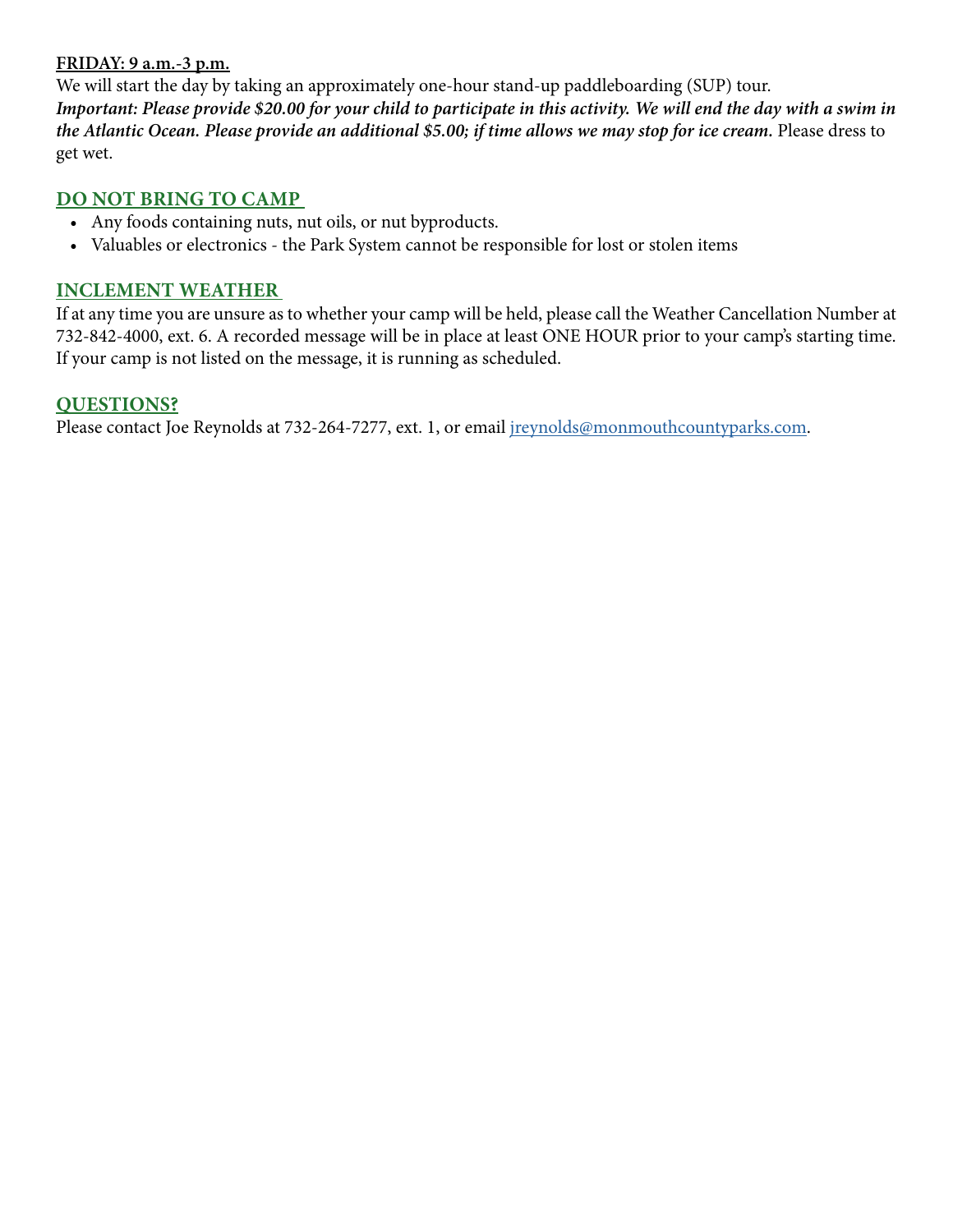**FRIDAY: 9 a.m.-3 p.m.**

We will start the day by taking an approximately one-hour stand-up paddleboarding (SUP) tour. ***Important: Please provide $20.00 for your child to participate in this activity. We will end the day with a swim in the Atlantic Ocean. Please provide an additional $5.00; if time allows we may stop for ice cream.*** Please dress to get wet.

## DO NOT BRING TO CAMP

- Any foods containing nuts, nut oils, or nut byproducts.
- Valuables or electronics - the Park System cannot be responsible for lost or stolen items

## INCLEMENT WEATHER

If at any time you are unsure as to whether your camp will be held, please call the Weather Cancellation Number at 732-842-4000, ext. 6. A recorded message will be in place at least ONE HOUR prior to your camp's starting time. If your camp is not listed on the message, it is running as scheduled.

## QUESTIONS?

Please contact Joe Reynolds at 732-264-7277, ext. 1, or email jreynolds@monmouthcountyparks.com.